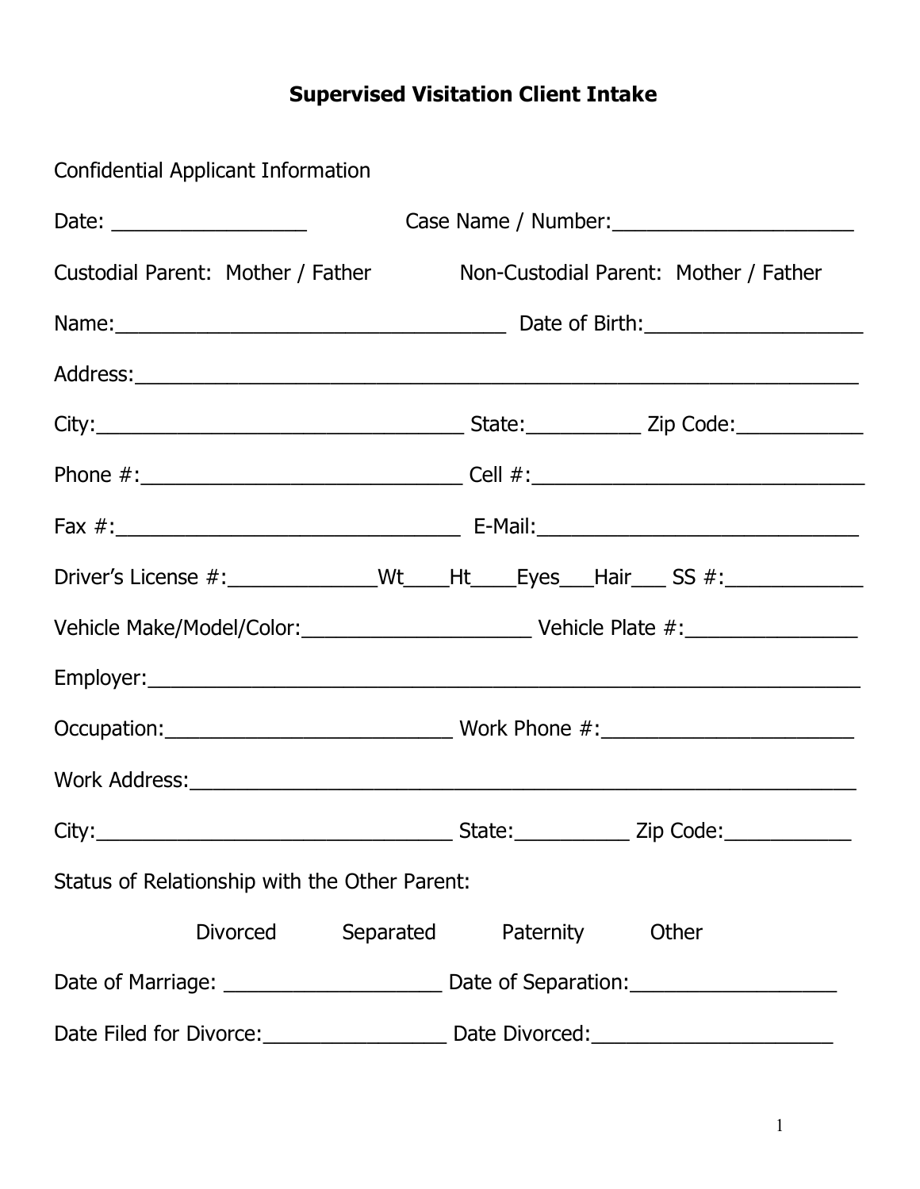# Supervised Visitation Client Intake

Confidential Applicant Information

Date: _________________ Case Name / Number:_____________________

Custodial Parent: Mother / Father Non-Custodial Parent: Mother / Father

Name:___________________________________ Date of Birth:___________________

Address:_________________________________________________________________

City:_________________________________ State:__________ Zip Code:___________

Phone #:_____________________________ Cell #:______________________________

Fax #:_______________________________ E-Mail:_____________________________

Driver's License #:_____________Wt____Ht____Eyes___Hair___ SS #:____________

Vehicle Make/Model/Color:_____________________ Vehicle Plate #:_______________

Employer:________________________________________________________________

Occupation:__________________________ Work Phone #:______________________

Work Address:_____________________________________________________________

City:_________________________________ State:__________ Zip Code:___________

Status of Relationship with the Other Parent:

Divorced Separated Paternity Other

Date of Marriage: ___________________ Date of Separation:__________________

Date Filed for Divorce:________________ Date Divorced:_____________________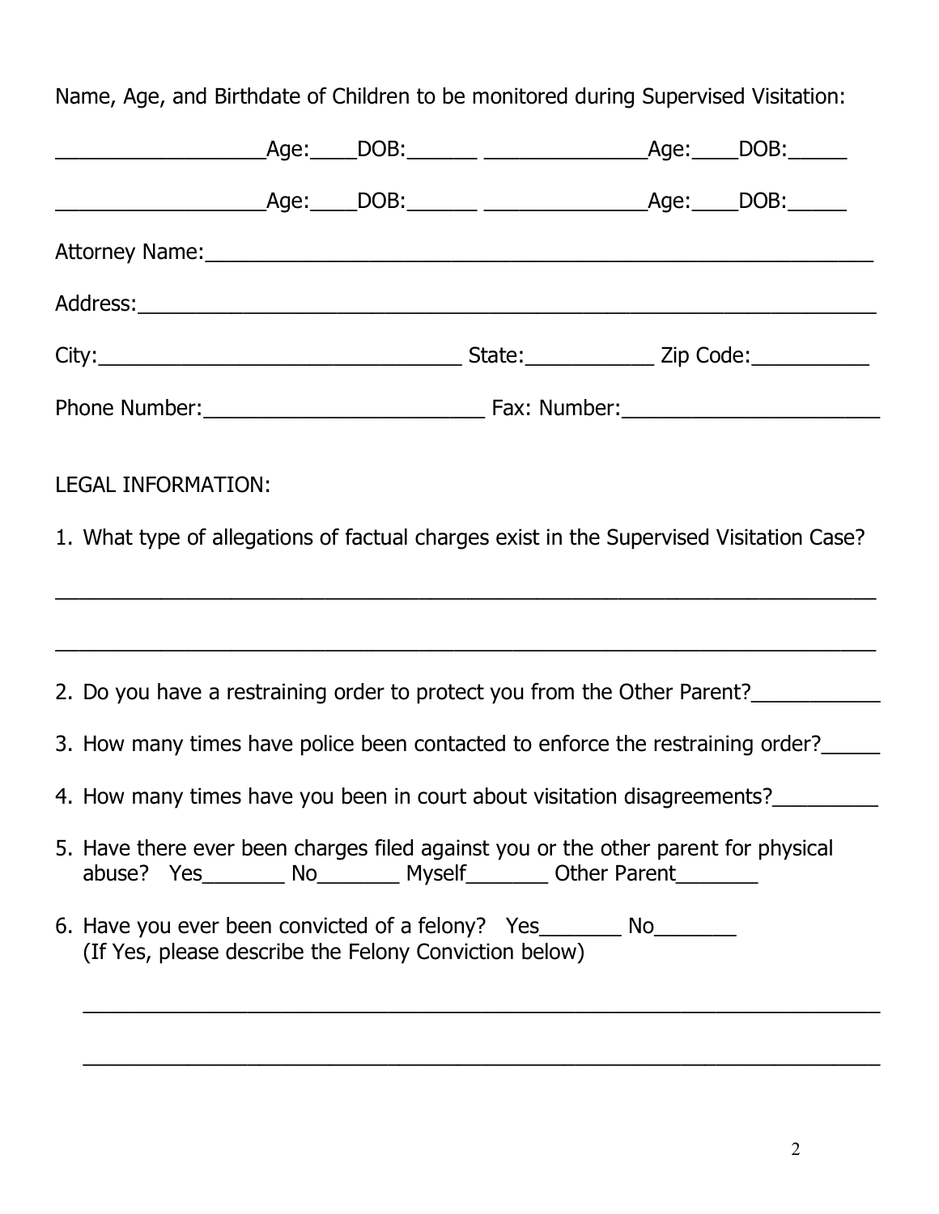Name, Age, and Birthdate of Children to be monitored during Supervised Visitation:

__________________Age:____DOB:______ ______________Age:____DOB:_____

__________________Age:____DOB:______ ______________Age:____DOB:_____

Attorney Name:___________________________________________________________

Address:________________________________________________________________

City:________________________________ State:___________ Zip Code:__________

Phone Number:________________________ Fax: Number:______________________

LEGAL INFORMATION:

1. What type of allegations of factual charges exist in the Supervised Visitation Case?

_________________________________________________________________________

_________________________________________________________________________

2. Do you have a restraining order to protect you from the Other Parent?___________

3. How many times have police been contacted to enforce the restraining order?_____

4. How many times have you been in court about visitation disagreements?_________

5. Have there ever been charges filed against you or the other parent for physical abuse? Yes_______ No_______ Myself_______ Other Parent_______

6. Have you ever been convicted of a felony? Yes_______ No_______
   (If Yes, please describe the Felony Conviction below)

   _______________________________________________________________________

   _______________________________________________________________________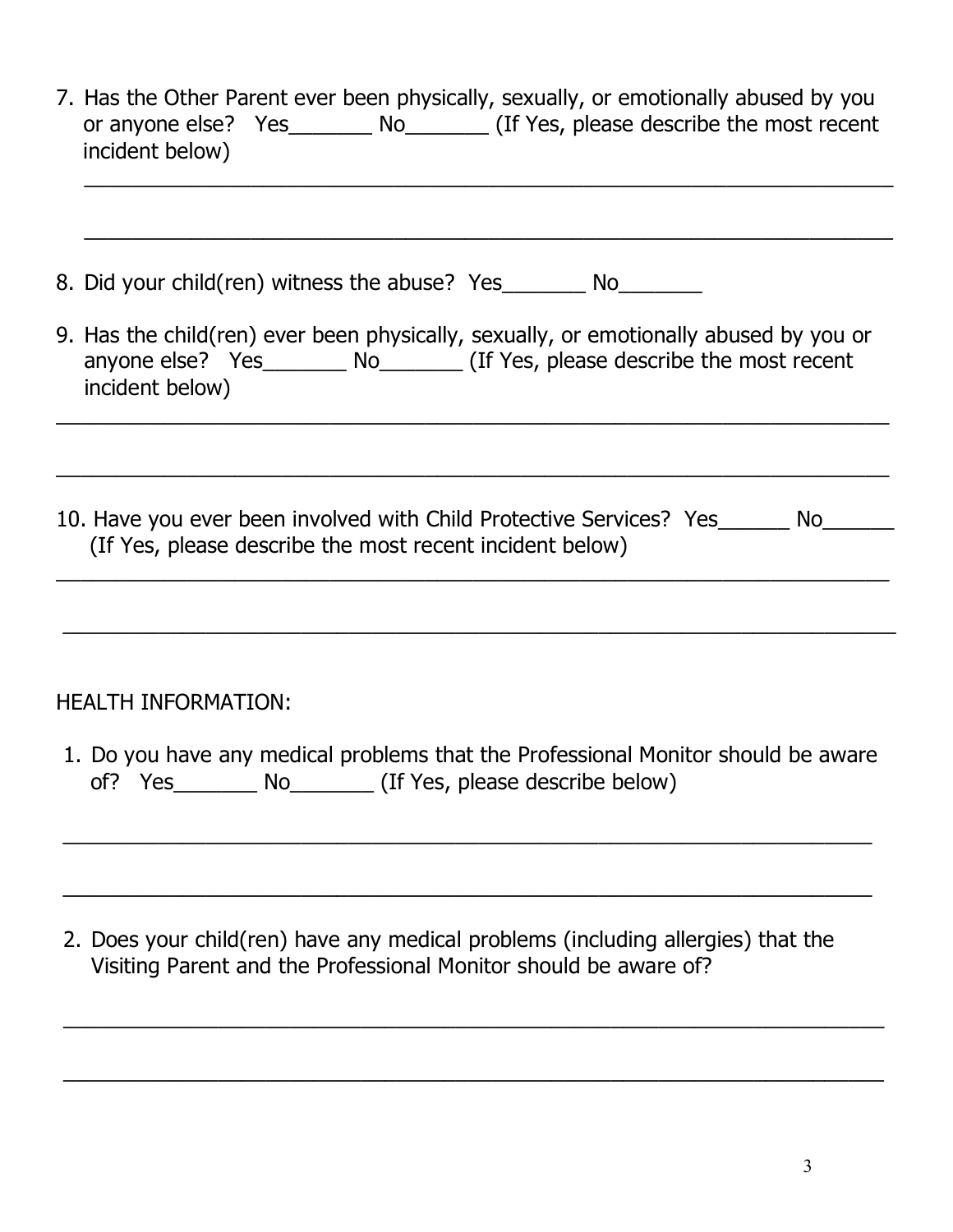7. Has the Other Parent ever been physically, sexually, or emotionally abused by you or anyone else? Yes_______ No_______ (If Yes, please describe the most recent incident below)

   ______________________________________________________________________

   ______________________________________________________________________

8. Did your child(ren) witness the abuse? Yes_______ No_______

9. Has the child(ren) ever been physically, sexually, or emotionally abused by you or anyone else? Yes_______ No_______ (If Yes, please describe the most recent incident below)

______________________________________________________________________

______________________________________________________________________

10. Have you ever been involved with Child Protective Services? Yes______ No______ (If Yes, please describe the most recent incident below)

______________________________________________________________________

______________________________________________________________________

HEALTH INFORMATION:

1. Do you have any medical problems that the Professional Monitor should be aware of? Yes_______ No_______ (If Yes, please describe below)

______________________________________________________________________

______________________________________________________________________

2. Does your child(ren) have any medical problems (including allergies) that the Visiting Parent and the Professional Monitor should be aware of?

______________________________________________________________________

______________________________________________________________________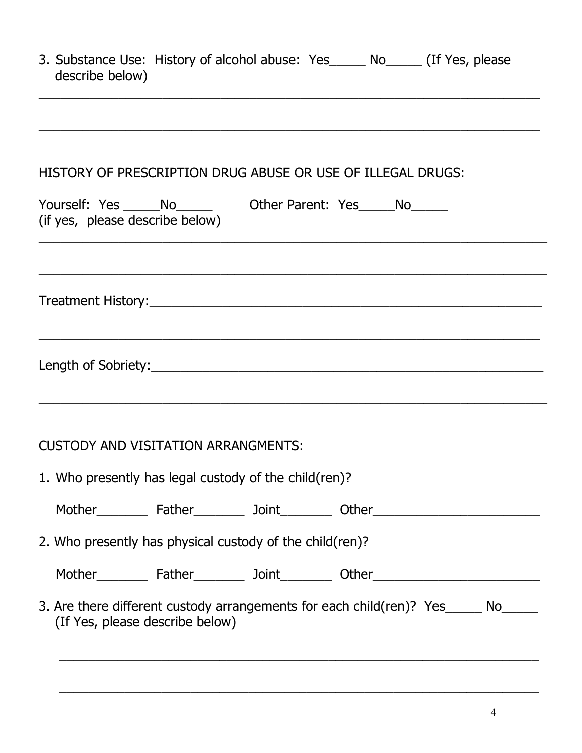3. Substance Use: History of alcohol abuse: Yes_____ No_____ (If Yes, please describe below)

______________________________________________________________________

______________________________________________________________________

HISTORY OF PRESCRIPTION DRUG ABUSE OR USE OF ILLEGAL DRUGS:

Yourself: Yes _____No_____ Other Parent: Yes_____No_____
(if yes, please describe below)

______________________________________________________________________

______________________________________________________________________

Treatment History:______________________________________________________

______________________________________________________________________

Length of Sobriety:_____________________________________________________

______________________________________________________________________

CUSTODY AND VISITATION ARRANGMENTS:

1. Who presently has legal custody of the child(ren)?

   Mother_______ Father_______ Joint_______ Other_______________________

2. Who presently has physical custody of the child(ren)?

   Mother_______ Father_______ Joint_______ Other_______________________

3. Are there different custody arrangements for each child(ren)? Yes_____ No_____
   (If Yes, please describe below)

   ____________________________________________________________________

   ____________________________________________________________________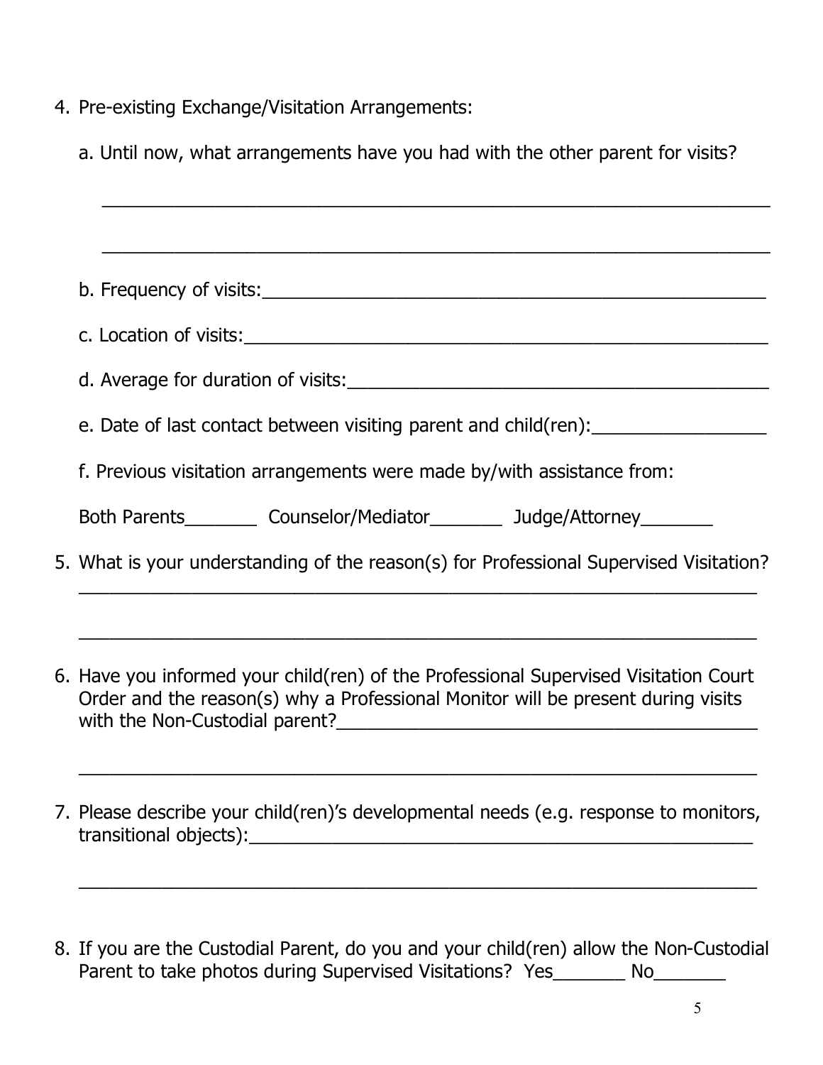4. Pre-existing Exchange/Visitation Arrangements:

   a. Until now, what arrangements have you had with the other parent for visits?

   ______________________________________________________________

   ______________________________________________________________

   b. Frequency of visits:______________________________________________

   c. Location of visits:_______________________________________________

   d. Average for duration of visits:_______________________________________

   e. Date of last contact between visiting parent and child(ren):________________

   f. Previous visitation arrangements were made by/with assistance from:

   Both Parents_______ Counselor/Mediator_______ Judge/Attorney_______

5. What is your understanding of the reason(s) for Professional Supervised Visitation?
   ______________________________________________________________

   ______________________________________________________________

6. Have you informed your child(ren) of the Professional Supervised Visitation Court Order and the reason(s) why a Professional Monitor will be present during visits with the Non-Custodial parent?________________________________________

   ______________________________________________________________

7. Please describe your child(ren)'s developmental needs (e.g. response to monitors, transitional objects):_______________________________________________

   ______________________________________________________________

8. If you are the Custodial Parent, do you and your child(ren) allow the Non-Custodial Parent to take photos during Supervised Visitations? Yes_______ No_______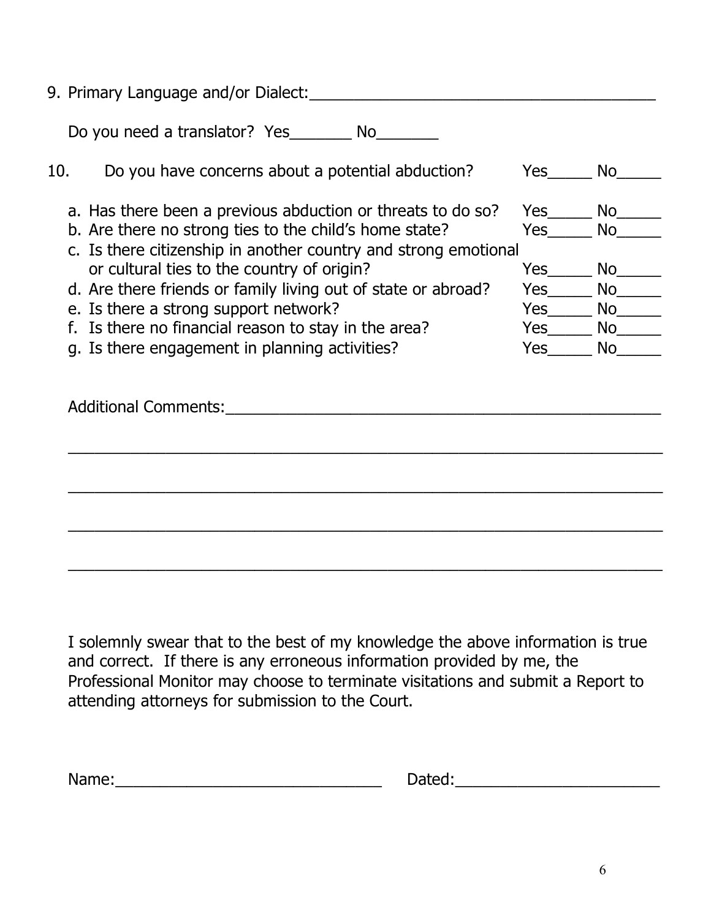9. Primary Language and/or Dialect:\_\_\_\_\_\_\_\_\_\_\_\_\_\_\_\_\_\_\_\_\_\_\_\_\_\_\_\_\_\_\_\_\_\_\_\_\_\_\_\_

   Do you need a translator? Yes\_\_\_\_\_\_\_ No\_\_\_\_\_\_\_

10. Do you have concerns about a potential abduction? Yes\_\_\_\_\_ No\_\_\_\_\_

    a. Has there been a previous abduction or threats to do so? Yes\_\_\_\_\_ No\_\_\_\_\_
    b. Are there no strong ties to the child's home state? Yes\_\_\_\_\_ No\_\_\_\_\_
    c. Is there citizenship in another country and strong emotional or cultural ties to the country of origin? Yes\_\_\_\_\_ No\_\_\_\_\_
    d. Are there friends or family living out of state or abroad? Yes\_\_\_\_\_ No\_\_\_\_\_
    e. Is there a strong support network? Yes\_\_\_\_\_ No\_\_\_\_\_
    f. Is there no financial reason to stay in the area? Yes\_\_\_\_\_ No\_\_\_\_\_
    g. Is there engagement in planning activities? Yes\_\_\_\_\_ No\_\_\_\_\_

Additional Comments:\_\_\_\_\_\_\_\_\_\_\_\_\_\_\_\_\_\_\_\_\_\_\_\_\_\_\_\_\_\_\_\_\_\_\_\_\_\_\_\_\_\_\_\_\_\_\_\_

\_\_\_\_\_\_\_\_\_\_\_\_\_\_\_\_\_\_\_\_\_\_\_\_\_\_\_\_\_\_\_\_\_\_\_\_\_\_\_\_\_\_\_\_\_\_\_\_\_\_\_\_\_\_\_\_\_\_\_\_\_\_\_\_\_\_

\_\_\_\_\_\_\_\_\_\_\_\_\_\_\_\_\_\_\_\_\_\_\_\_\_\_\_\_\_\_\_\_\_\_\_\_\_\_\_\_\_\_\_\_\_\_\_\_\_\_\_\_\_\_\_\_\_\_\_\_\_\_\_\_\_\_

\_\_\_\_\_\_\_\_\_\_\_\_\_\_\_\_\_\_\_\_\_\_\_\_\_\_\_\_\_\_\_\_\_\_\_\_\_\_\_\_\_\_\_\_\_\_\_\_\_\_\_\_\_\_\_\_\_\_\_\_\_\_\_\_\_\_

\_\_\_\_\_\_\_\_\_\_\_\_\_\_\_\_\_\_\_\_\_\_\_\_\_\_\_\_\_\_\_\_\_\_\_\_\_\_\_\_\_\_\_\_\_\_\_\_\_\_\_\_\_\_\_\_\_\_\_\_\_\_\_\_\_\_

I solemnly swear that to the best of my knowledge the above information is true and correct. If there is any erroneous information provided by me, the Professional Monitor may choose to terminate visitations and submit a Report to attending attorneys for submission to the Court.

Name:\_\_\_\_\_\_\_\_\_\_\_\_\_\_\_\_\_\_\_\_\_\_\_\_\_\_\_\_\_\_\_ Dated:\_\_\_\_\_\_\_\_\_\_\_\_\_\_\_\_\_\_\_\_\_\_\_\_